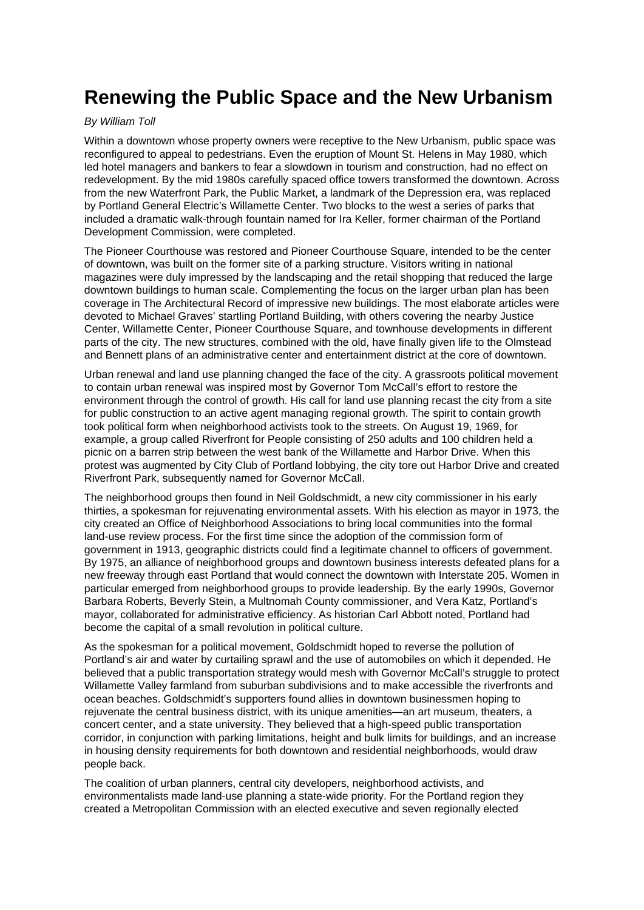# Renewing the Public Space and the New Urbanism

*By William Toll*

Within a downtown whose property owners were receptive to the New Urbanism, public space was reconfigured to appeal to pedestrians. Even the eruption of Mount St. Helens in May 1980, which led hotel managers and bankers to fear a slowdown in tourism and construction, had no effect on redevelopment. By the mid 1980s carefully spaced office towers transformed the downtown. Across from the new Waterfront Park, the Public Market, a landmark of the Depression era, was replaced by Portland General Electric's Willamette Center. Two blocks to the west a series of parks that included a dramatic walk-through fountain named for Ira Keller, former chairman of the Portland Development Commission, were completed.

The Pioneer Courthouse was restored and Pioneer Courthouse Square, intended to be the center of downtown, was built on the former site of a parking structure. Visitors writing in national magazines were duly impressed by the landscaping and the retail shopping that reduced the large downtown buildings to human scale. Complementing the focus on the larger urban plan has been coverage in The Architectural Record of impressive new buildings. The most elaborate articles were devoted to Michael Graves' startling Portland Building, with others covering the nearby Justice Center, Willamette Center, Pioneer Courthouse Square, and townhouse developments in different parts of the city. The new structures, combined with the old, have finally given life to the Olmstead and Bennett plans of an administrative center and entertainment district at the core of downtown.

Urban renewal and land use planning changed the face of the city. A grassroots political movement to contain urban renewal was inspired most by Governor Tom McCall's effort to restore the environment through the control of growth. His call for land use planning recast the city from a site for public construction to an active agent managing regional growth. The spirit to contain growth took political form when neighborhood activists took to the streets. On August 19, 1969, for example, a group called Riverfront for People consisting of 250 adults and 100 children held a picnic on a barren strip between the west bank of the Willamette and Harbor Drive. When this protest was augmented by City Club of Portland lobbying, the city tore out Harbor Drive and created Riverfront Park, subsequently named for Governor McCall.

The neighborhood groups then found in Neil Goldschmidt, a new city commissioner in his early thirties, a spokesman for rejuvenating environmental assets. With his election as mayor in 1973, the city created an Office of Neighborhood Associations to bring local communities into the formal land-use review process. For the first time since the adoption of the commission form of government in 1913, geographic districts could find a legitimate channel to officers of government. By 1975, an alliance of neighborhood groups and downtown business interests defeated plans for a new freeway through east Portland that would connect the downtown with Interstate 205. Women in particular emerged from neighborhood groups to provide leadership. By the early 1990s, Governor Barbara Roberts, Beverly Stein, a Multnomah County commissioner, and Vera Katz, Portland's mayor, collaborated for administrative efficiency. As historian Carl Abbott noted, Portland had become the capital of a small revolution in political culture.

As the spokesman for a political movement, Goldschmidt hoped to reverse the pollution of Portland's air and water by curtailing sprawl and the use of automobiles on which it depended. He believed that a public transportation strategy would mesh with Governor McCall's struggle to protect Willamette Valley farmland from suburban subdivisions and to make accessible the riverfronts and ocean beaches. Goldschmidt's supporters found allies in downtown businessmen hoping to rejuvenate the central business district, with its unique amenities—an art museum, theaters, a concert center, and a state university. They believed that a high-speed public transportation corridor, in conjunction with parking limitations, height and bulk limits for buildings, and an increase in housing density requirements for both downtown and residential neighborhoods, would draw people back.

The coalition of urban planners, central city developers, neighborhood activists, and environmentalists made land-use planning a state-wide priority. For the Portland region they created a Metropolitan Commission with an elected executive and seven regionally elected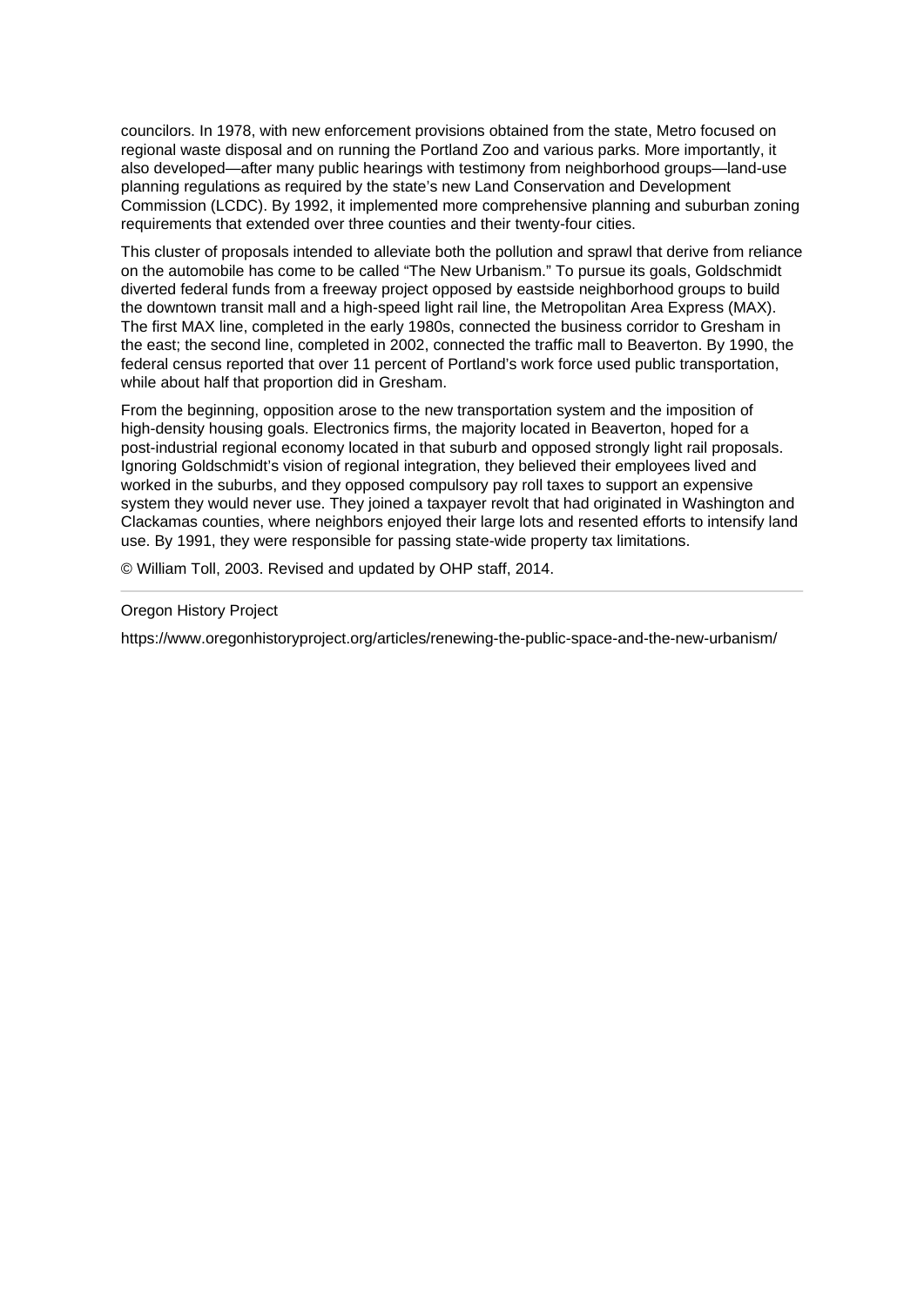councilors. In 1978, with new enforcement provisions obtained from the state, Metro focused on regional waste disposal and on running the Portland Zoo and various parks. More importantly, it also developed—after many public hearings with testimony from neighborhood groups—land-use planning regulations as required by the state's new Land Conservation and Development Commission (LCDC). By 1992, it implemented more comprehensive planning and suburban zoning requirements that extended over three counties and their twenty-four cities.

This cluster of proposals intended to alleviate both the pollution and sprawl that derive from reliance on the automobile has come to be called "The New Urbanism." To pursue its goals, Goldschmidt diverted federal funds from a freeway project opposed by eastside neighborhood groups to build the downtown transit mall and a high-speed light rail line, the Metropolitan Area Express (MAX). The first MAX line, completed in the early 1980s, connected the business corridor to Gresham in the east; the second line, completed in 2002, connected the traffic mall to Beaverton. By 1990, the federal census reported that over 11 percent of Portland's work force used public transportation, while about half that proportion did in Gresham.

From the beginning, opposition arose to the new transportation system and the imposition of high-density housing goals. Electronics firms, the majority located in Beaverton, hoped for a post-industrial regional economy located in that suburb and opposed strongly light rail proposals. Ignoring Goldschmidt's vision of regional integration, they believed their employees lived and worked in the suburbs, and they opposed compulsory pay roll taxes to support an expensive system they would never use. They joined a taxpayer revolt that had originated in Washington and Clackamas counties, where neighbors enjoyed their large lots and resented efforts to intensify land use. By 1991, they were responsible for passing state-wide property tax limitations.

© William Toll, 2003. Revised and updated by OHP staff, 2014.

---

Oregon History Project

https://www.oregonhistoryproject.org/articles/renewing-the-public-space-and-the-new-urbanism/